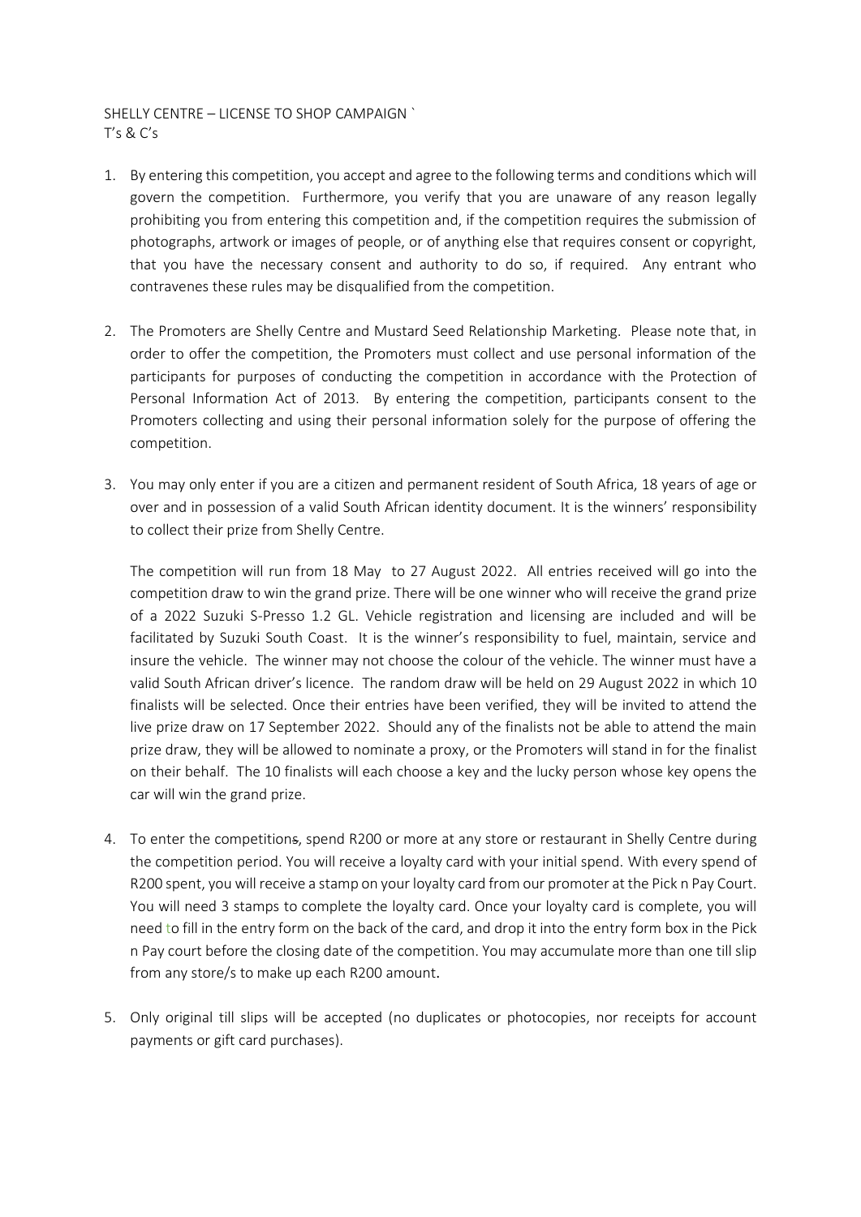SHELLY CENTRE – LICENSE TO SHOP CAMPAIGN `
T's & C's

1. By entering this competition, you accept and agree to the following terms and conditions which will govern the competition. Furthermore, you verify that you are unaware of any reason legally prohibiting you from entering this competition and, if the competition requires the submission of photographs, artwork or images of people, or of anything else that requires consent or copyright, that you have the necessary consent and authority to do so, if required. Any entrant who contravenes these rules may be disqualified from the competition.

2. The Promoters are Shelly Centre and Mustard Seed Relationship Marketing. Please note that, in order to offer the competition, the Promoters must collect and use personal information of the participants for purposes of conducting the competition in accordance with the Protection of Personal Information Act of 2013. By entering the competition, participants consent to the Promoters collecting and using their personal information solely for the purpose of offering the competition.

3. You may only enter if you are a citizen and permanent resident of South Africa, 18 years of age or over and in possession of a valid South African identity document. It is the winners' responsibility to collect their prize from Shelly Centre.

   The competition will run from 18 May to 27 August 2022. All entries received will go into the competition draw to win the grand prize. There will be one winner who will receive the grand prize of a 2022 Suzuki S-Presso 1.2 GL. Vehicle registration and licensing are included and will be facilitated by Suzuki South Coast. It is the winner's responsibility to fuel, maintain, service and insure the vehicle. The winner may not choose the colour of the vehicle. The winner must have a valid South African driver's licence. The random draw will be held on 29 August 2022 in which 10 finalists will be selected. Once their entries have been verified, they will be invited to attend the live prize draw on 17 September 2022. Should any of the finalists not be able to attend the main prize draw, they will be allowed to nominate a proxy, or the Promoters will stand in for the finalist on their behalf. The 10 finalists will each choose a key and the lucky person whose key opens the car will win the grand prize.

4. To enter the competition, spend R200 or more at any store or restaurant in Shelly Centre during the competition period. You will receive a loyalty card with your initial spend. With every spend of R200 spent, you will receive a stamp on your loyalty card from our promoter at the Pick n Pay Court. You will need 3 stamps to complete the loyalty card. Once your loyalty card is complete, you will need to fill in the entry form on the back of the card, and drop it into the entry form box in the Pick n Pay court before the closing date of the competition. You may accumulate more than one till slip from any store/s to make up each R200 amount.

5. Only original till slips will be accepted (no duplicates or photocopies, nor receipts for account payments or gift card purchases).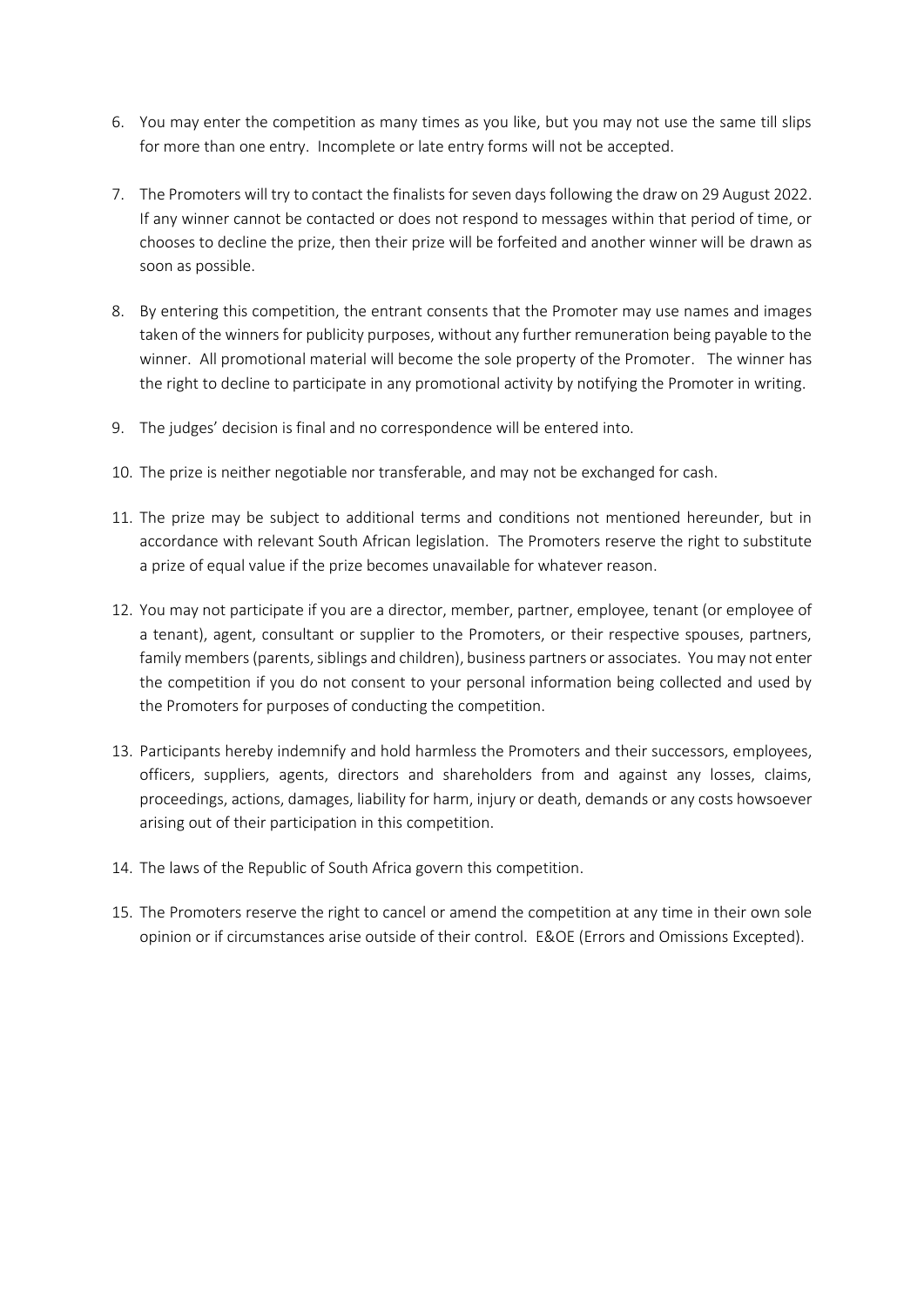6. You may enter the competition as many times as you like, but you may not use the same till slips for more than one entry. Incomplete or late entry forms will not be accepted.

7. The Promoters will try to contact the finalists for seven days following the draw on 29 August 2022. If any winner cannot be contacted or does not respond to messages within that period of time, or chooses to decline the prize, then their prize will be forfeited and another winner will be drawn as soon as possible.

8. By entering this competition, the entrant consents that the Promoter may use names and images taken of the winners for publicity purposes, without any further remuneration being payable to the winner. All promotional material will become the sole property of the Promoter. The winner has the right to decline to participate in any promotional activity by notifying the Promoter in writing.

9. The judges' decision is final and no correspondence will be entered into.

10. The prize is neither negotiable nor transferable, and may not be exchanged for cash.

11. The prize may be subject to additional terms and conditions not mentioned hereunder, but in accordance with relevant South African legislation. The Promoters reserve the right to substitute a prize of equal value if the prize becomes unavailable for whatever reason.

12. You may not participate if you are a director, member, partner, employee, tenant (or employee of a tenant), agent, consultant or supplier to the Promoters, or their respective spouses, partners, family members (parents, siblings and children), business partners or associates. You may not enter the competition if you do not consent to your personal information being collected and used by the Promoters for purposes of conducting the competition.

13. Participants hereby indemnify and hold harmless the Promoters and their successors, employees, officers, suppliers, agents, directors and shareholders from and against any losses, claims, proceedings, actions, damages, liability for harm, injury or death, demands or any costs howsoever arising out of their participation in this competition.

14. The laws of the Republic of South Africa govern this competition.

15. The Promoters reserve the right to cancel or amend the competition at any time in their own sole opinion or if circumstances arise outside of their control. E&OE (Errors and Omissions Excepted).